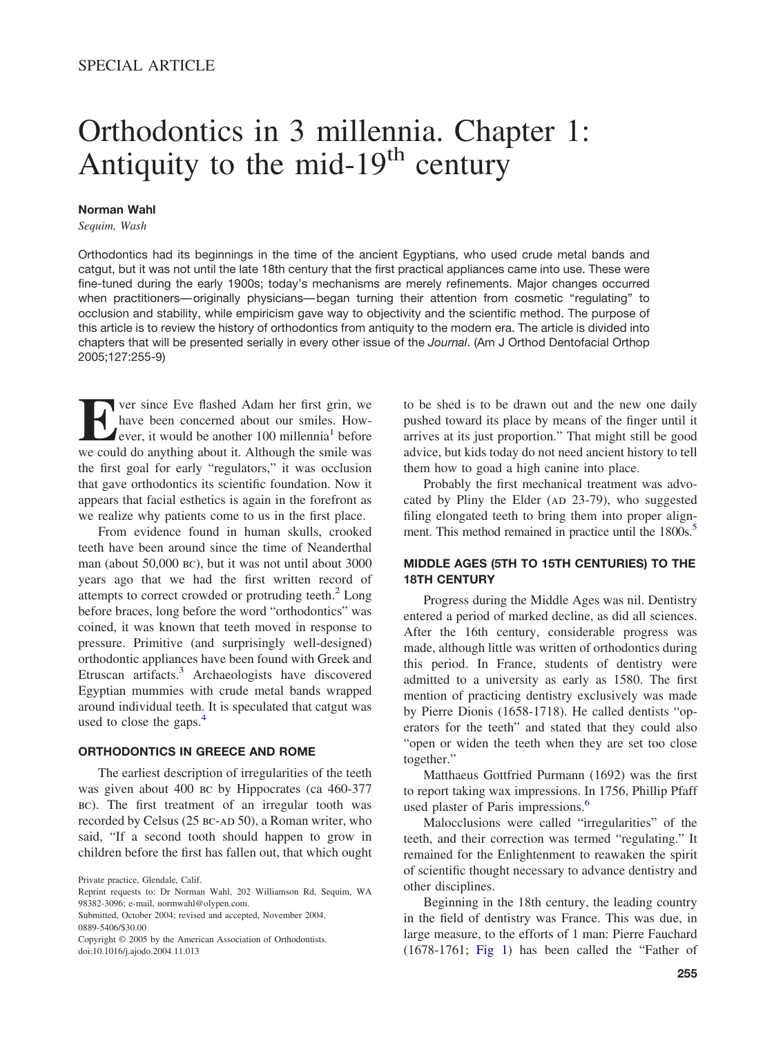SPECIAL ARTICLE

# Orthodontics in 3 millennia. Chapter 1: Antiquity to the mid-19th century

**Norman Wahl**

*Sequim, Wash*

Orthodontics had its beginnings in the time of the ancient Egyptians, who used crude metal bands and catgut, but it was not until the late 18th century that the first practical appliances came into use. These were fine-tuned during the early 1900s; today's mechanisms are merely refinements. Major changes occurred when practitioners—originally physicians—began turning their attention from cosmetic "regulating" to occlusion and stability, while empiricism gave way to objectivity and the scientific method. The purpose of this article is to review the history of orthodontics from antiquity to the modern era. The article is divided into chapters that will be presented serially in every other issue of the *Journal*. (Am J Orthod Dentofacial Orthop 2005;127:255-9)

Ever since Eve flashed Adam her first grin, we have been concerned about our smiles. However, it would be another 100 millennia[1] before we could do anything about it. Although the smile was the first goal for early "regulators," it was occlusion that gave orthodontics its scientific foundation. Now it appears that facial esthetics is again in the forefront as we realize why patients come to us in the first place.

From evidence found in human skulls, crooked teeth have been around since the time of Neanderthal man (about 50,000 BC), but it was not until about 3000 years ago that we had the first written record of attempts to correct crowded or protruding teeth.[2] Long before braces, long before the word "orthodontics" was coined, it was known that teeth moved in response to pressure. Primitive (and surprisingly well-designed) orthodontic appliances have been found with Greek and Etruscan artifacts.[3] Archaeologists have discovered Egyptian mummies with crude metal bands wrapped around individual teeth. It is speculated that catgut was used to close the gaps.[4]

## ORTHODONTICS IN GREECE AND ROME

The earliest description of irregularities of the teeth was given about 400 BC by Hippocrates (ca 460-377 BC). The first treatment of an irregular tooth was recorded by Celsus (25 BC-AD 50), a Roman writer, who said, "If a second tooth should happen to grow in children before the first has fallen out, that which ought to be shed is to be drawn out and the new one daily pushed toward its place by means of the finger until it arrives at its just proportion." That might still be good advice, but kids today do not need ancient history to tell them how to goad a high canine into place.

Probably the first mechanical treatment was advocated by Pliny the Elder (AD 23-79), who suggested filing elongated teeth to bring them into proper alignment. This method remained in practice until the 1800s.[5]

## MIDDLE AGES (5TH TO 15TH CENTURIES) TO THE 18TH CENTURY

Progress during the Middle Ages was nil. Dentistry entered a period of marked decline, as did all sciences. After the 16th century, considerable progress was made, although little was written of orthodontics during this period. In France, students of dentistry were admitted to a university as early as 1580. The first mention of practicing dentistry exclusively was made by Pierre Dionis (1658-1718). He called dentists "operators for the teeth" and stated that they could also "open or widen the teeth when they are set too close together."

Matthaeus Gottfried Purmann (1692) was the first to report taking wax impressions. In 1756, Phillip Pfaff used plaster of Paris impressions.[6]

Malocclusions were called "irregularities" of the teeth, and their correction was termed "regulating." It remained for the Enlightenment to reawaken the spirit of scientific thought necessary to advance dentistry and other disciplines.

Beginning in the 18th century, the leading country in the field of dentistry was France. This was due, in large measure, to the efforts of 1 man: Pierre Fauchard (1678-1761; Fig 1) has been called the "Father of

Private practice, Glendale, Calif.

Reprint requests to: Dr Norman Wahl, 202 Williamson Rd, Sequim, WA 98382-3096; e-mail, normwahl@olypen.com.

Submitted, October 2004; revised and accepted, November 2004.

0889-5406/$30.00

Copyright © 2005 by the American Association of Orthodontists.

doi:10.1016/j.ajodo.2004.11.013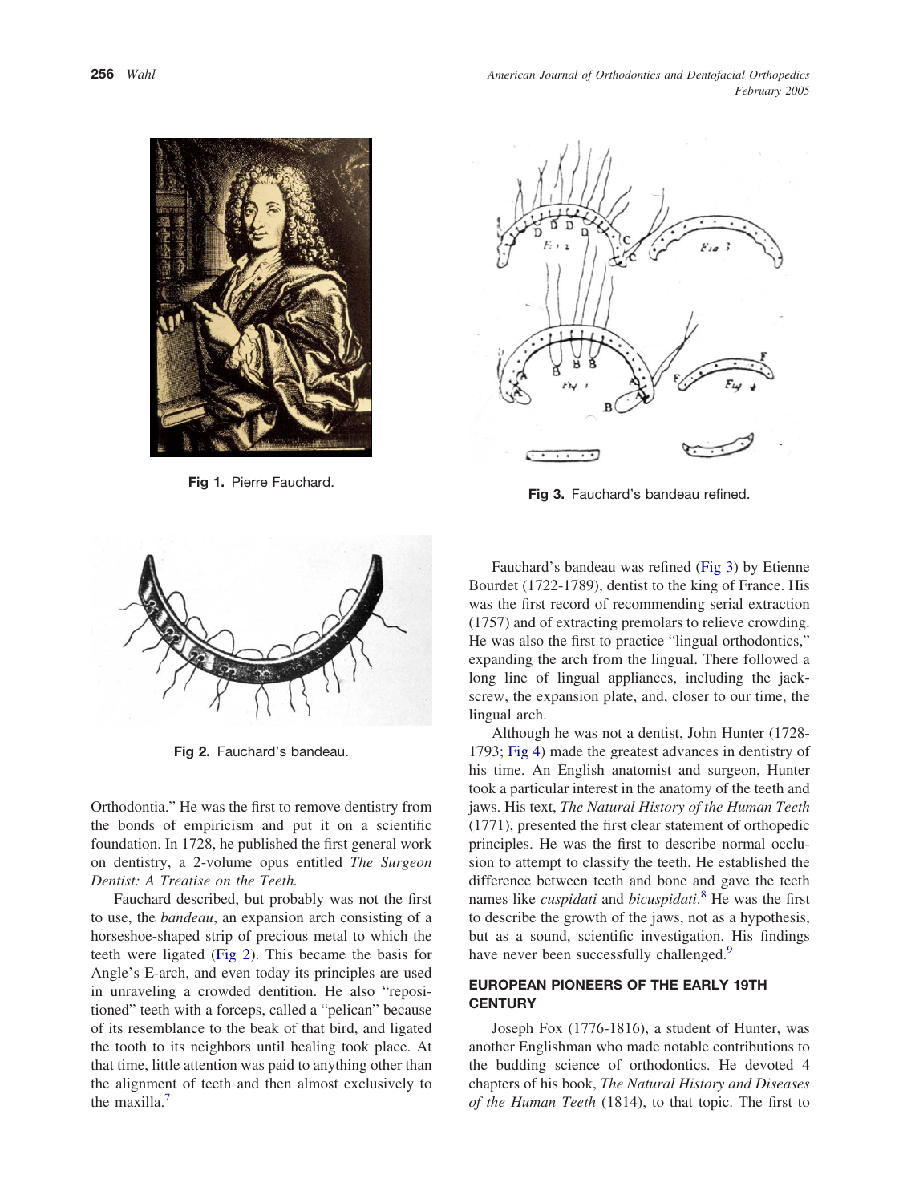Fig 1. Pierre Fauchard.

Fig 3. Fauchard's bandeau refined.

Fig 2. Fauchard's bandeau.

Orthodontia." He was the first to remove dentistry from the bonds of empiricism and put it on a scientific foundation. In 1728, he published the first general work on dentistry, a 2-volume opus entitled *The Surgeon Dentist: A Treatise on the Teeth.*

Fauchard described, but probably was not the first to use, the *bandeau*, an expansion arch consisting of a horseshoe-shaped strip of precious metal to which the teeth were ligated (Fig 2). This became the basis for Angle's E-arch, and even today its principles are used in unraveling a crowded dentition. He also "repositioned" teeth with a forceps, called a "pelican" because of its resemblance to the beak of that bird, and ligated the tooth to its neighbors until healing took place. At that time, little attention was paid to anything other than the alignment of teeth and then almost exclusively to the maxilla.[7]

Fauchard's bandeau was refined (Fig 3) by Etienne Bourdet (1722-1789), dentist to the king of France. His was the first record of recommending serial extraction (1757) and of extracting premolars to relieve crowding. He was also the first to practice "lingual orthodontics," expanding the arch from the lingual. There followed a long line of lingual appliances, including the jackscrew, the expansion plate, and, closer to our time, the lingual arch.

Although he was not a dentist, John Hunter (1728-1793; Fig 4) made the greatest advances in dentistry of his time. An English anatomist and surgeon, Hunter took a particular interest in the anatomy of the teeth and jaws. His text, *The Natural History of the Human Teeth* (1771), presented the first clear statement of orthopedic principles. He was the first to describe normal occlusion to attempt to classify the teeth. He established the difference between teeth and bone and gave the teeth names like *cuspidati* and *bicuspidati*.[8] He was the first to describe the growth of the jaws, not as a hypothesis, but as a sound, scientific investigation. His findings have never been successfully challenged.[9]

## EUROPEAN PIONEERS OF THE EARLY 19TH CENTURY

Joseph Fox (1776-1816), a student of Hunter, was another Englishman who made notable contributions to the budding science of orthodontics. He devoted 4 chapters of his book, *The Natural History and Diseases of the Human Teeth* (1814), to that topic. The first to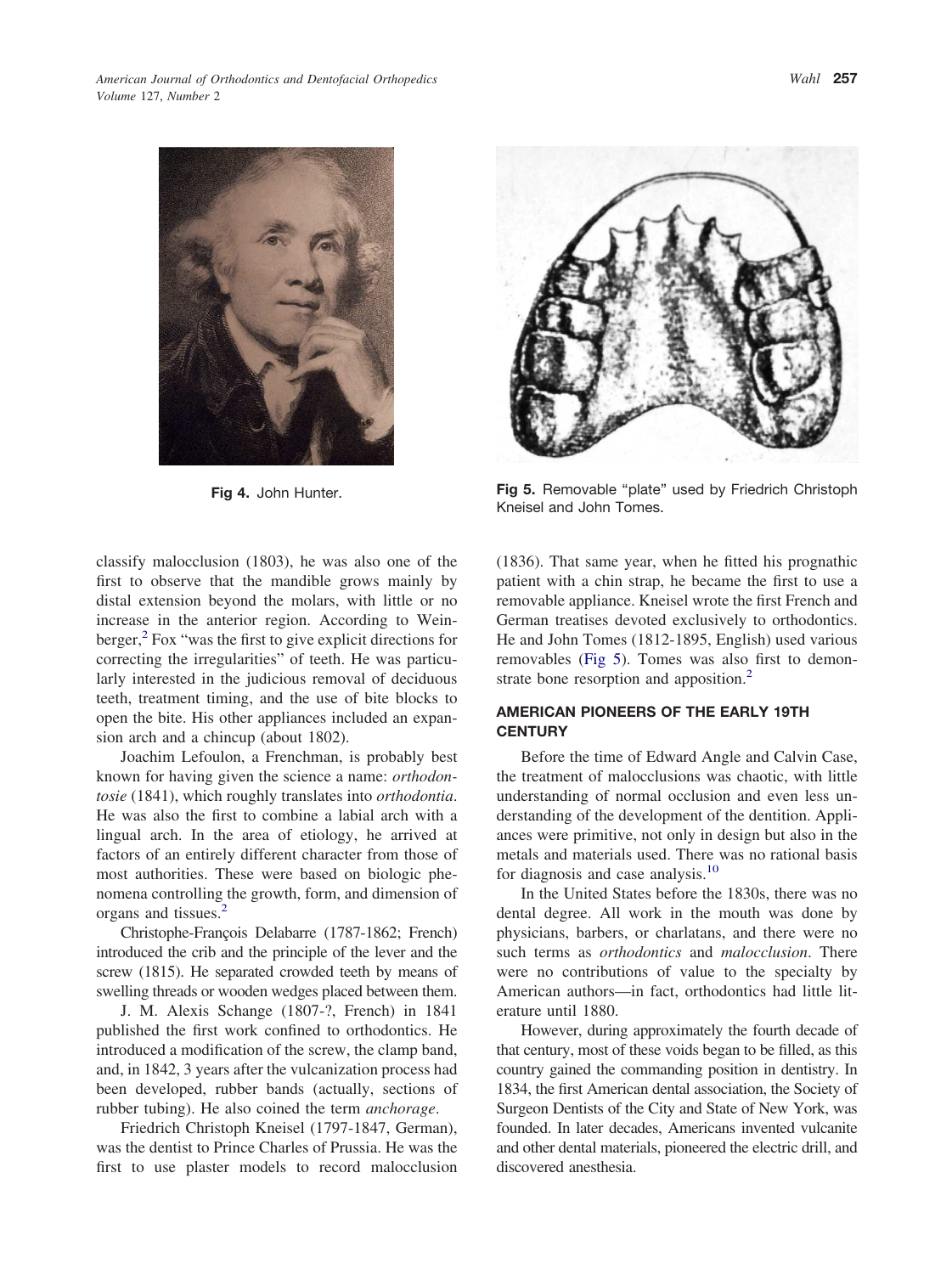Fig 4. John Hunter.

Fig 5. Removable "plate" used by Friedrich Christoph Kneisel and John Tomes.

classify malocclusion (1803), he was also one of the first to observe that the mandible grows mainly by distal extension beyond the molars, with little or no increase in the anterior region. According to Weinberger,[2] Fox "was the first to give explicit directions for correcting the irregularities" of teeth. He was particularly interested in the judicious removal of deciduous teeth, treatment timing, and the use of bite blocks to open the bite. His other appliances included an expansion arch and a chincup (about 1802).

Joachim Lefoulon, a Frenchman, is probably best known for having given the science a name: *orthodontosie* (1841), which roughly translates into *orthodontia*. He was also the first to combine a labial arch with a lingual arch. In the area of etiology, he arrived at factors of an entirely different character from those of most authorities. These were based on biologic phenomena controlling the growth, form, and dimension of organs and tissues.[2]

Christophe-François Delabarre (1787-1862; French) introduced the crib and the principle of the lever and the screw (1815). He separated crowded teeth by means of swelling threads or wooden wedges placed between them.

J. M. Alexis Schange (1807-?, French) in 1841 published the first work confined to orthodontics. He introduced a modification of the screw, the clamp band, and, in 1842, 3 years after the vulcanization process had been developed, rubber bands (actually, sections of rubber tubing). He also coined the term *anchorage*.

Friedrich Christoph Kneisel (1797-1847, German), was the dentist to Prince Charles of Prussia. He was the first to use plaster models to record malocclusion (1836). That same year, when he fitted his prognathic patient with a chin strap, he became the first to use a removable appliance. Kneisel wrote the first French and German treatises devoted exclusively to orthodontics. He and John Tomes (1812-1895, English) used various removables (Fig 5). Tomes was also first to demonstrate bone resorption and apposition.[2]

## AMERICAN PIONEERS OF THE EARLY 19TH CENTURY

Before the time of Edward Angle and Calvin Case, the treatment of malocclusions was chaotic, with little understanding of normal occlusion and even less understanding of the development of the dentition. Appliances were primitive, not only in design but also in the metals and materials used. There was no rational basis for diagnosis and case analysis.[10]

In the United States before the 1830s, there was no dental degree. All work in the mouth was done by physicians, barbers, or charlatans, and there were no such terms as *orthodontics* and *malocclusion*. There were no contributions of value to the specialty by American authors—in fact, orthodontics had little literature until 1880.

However, during approximately the fourth decade of that century, most of these voids began to be filled, as this country gained the commanding position in dentistry. In 1834, the first American dental association, the Society of Surgeon Dentists of the City and State of New York, was founded. In later decades, Americans invented vulcanite and other dental materials, pioneered the electric drill, and discovered anesthesia.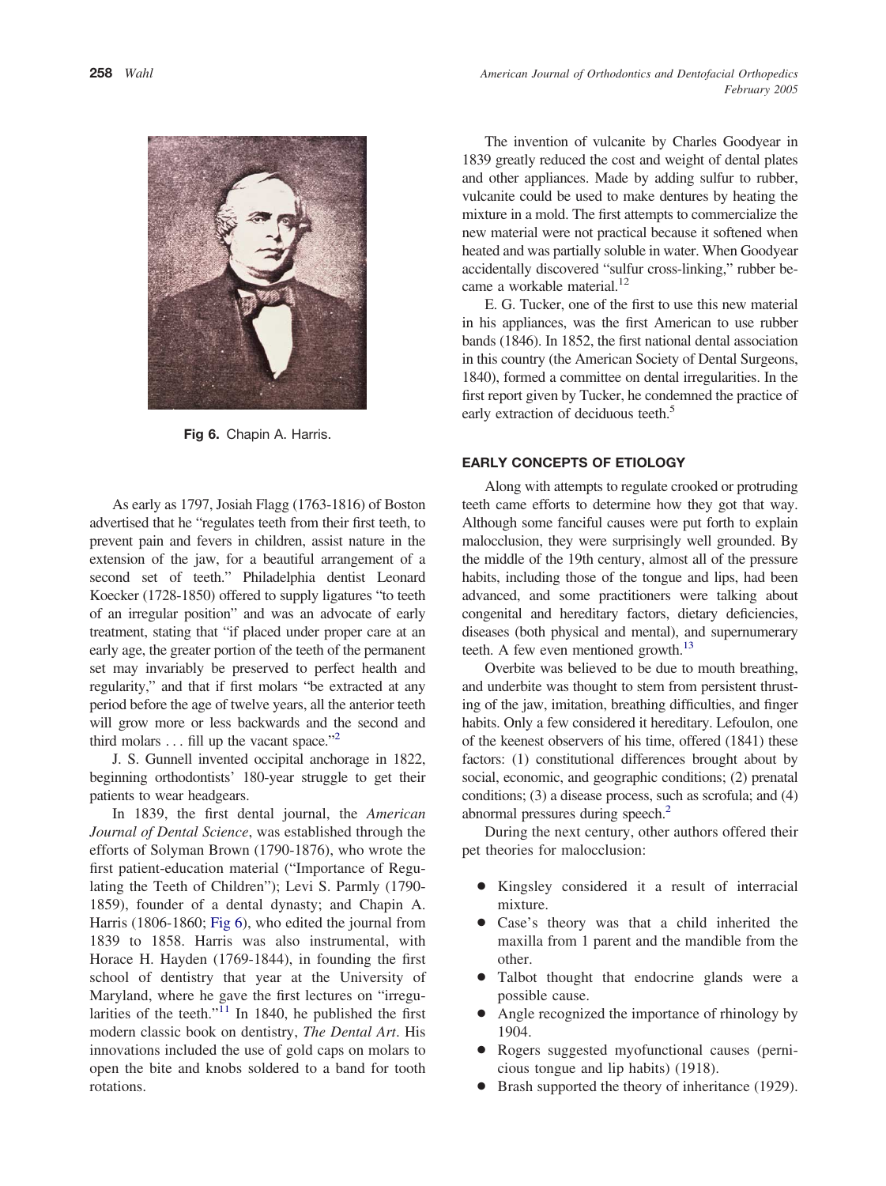Fig 6. Chapin A. Harris.

As early as 1797, Josiah Flagg (1763-1816) of Boston advertised that he "regulates teeth from their first teeth, to prevent pain and fevers in children, assist nature in the extension of the jaw, for a beautiful arrangement of a second set of teeth." Philadelphia dentist Leonard Koecker (1728-1850) offered to supply ligatures "to teeth of an irregular position" and was an advocate of early treatment, stating that "if placed under proper care at an early age, the greater portion of the teeth of the permanent set may invariably be preserved to perfect health and regularity," and that if first molars "be extracted at any period before the age of twelve years, all the anterior teeth will grow more or less backwards and the second and third molars . . . fill up the vacant space."[2]

J. S. Gunnell invented occipital anchorage in 1822, beginning orthodontists' 180-year struggle to get their patients to wear headgears.

In 1839, the first dental journal, the *American Journal of Dental Science*, was established through the efforts of Solyman Brown (1790-1876), who wrote the first patient-education material ("Importance of Regulating the Teeth of Children"); Levi S. Parmly (1790-1859), founder of a dental dynasty; and Chapin A. Harris (1806-1860; Fig 6), who edited the journal from 1839 to 1858. Harris was also instrumental, with Horace H. Hayden (1769-1844), in founding the first school of dentistry that year at the University of Maryland, where he gave the first lectures on "irregularities of the teeth."[11] In 1840, he published the first modern classic book on dentistry, *The Dental Art*. His innovations included the use of gold caps on molars to open the bite and knobs soldered to a band for tooth rotations.

The invention of vulcanite by Charles Goodyear in 1839 greatly reduced the cost and weight of dental plates and other appliances. Made by adding sulfur to rubber, vulcanite could be used to make dentures by heating the mixture in a mold. The first attempts to commercialize the new material were not practical because it softened when heated and was partially soluble in water. When Goodyear accidentally discovered "sulfur cross-linking," rubber became a workable material.[12]

E. G. Tucker, one of the first to use this new material in his appliances, was the first American to use rubber bands (1846). In 1852, the first national dental association in this country (the American Society of Dental Surgeons, 1840), formed a committee on dental irregularities. In the first report given by Tucker, he condemned the practice of early extraction of deciduous teeth.[5]

## EARLY CONCEPTS OF ETIOLOGY

Along with attempts to regulate crooked or protruding teeth came efforts to determine how they got that way. Although some fanciful causes were put forth to explain malocclusion, they were surprisingly well grounded. By the middle of the 19th century, almost all of the pressure habits, including those of the tongue and lips, had been advanced, and some practitioners were talking about congenital and hereditary factors, dietary deficiencies, diseases (both physical and mental), and supernumerary teeth. A few even mentioned growth.[13]

Overbite was believed to be due to mouth breathing, and underbite was thought to stem from persistent thrusting of the jaw, imitation, breathing difficulties, and finger habits. Only a few considered it hereditary. Lefoulon, one of the keenest observers of his time, offered (1841) these factors: (1) constitutional differences brought about by social, economic, and geographic conditions; (2) prenatal conditions; (3) a disease process, such as scrofula; and (4) abnormal pressures during speech.[2]

During the next century, other authors offered their pet theories for malocclusion:

- Kingsley considered it a result of interracial mixture.
- Case's theory was that a child inherited the maxilla from 1 parent and the mandible from the other.
- Talbot thought that endocrine glands were a possible cause.
- Angle recognized the importance of rhinology by 1904.
- Rogers suggested myofunctional causes (pernicious tongue and lip habits) (1918).
- Brash supported the theory of inheritance (1929).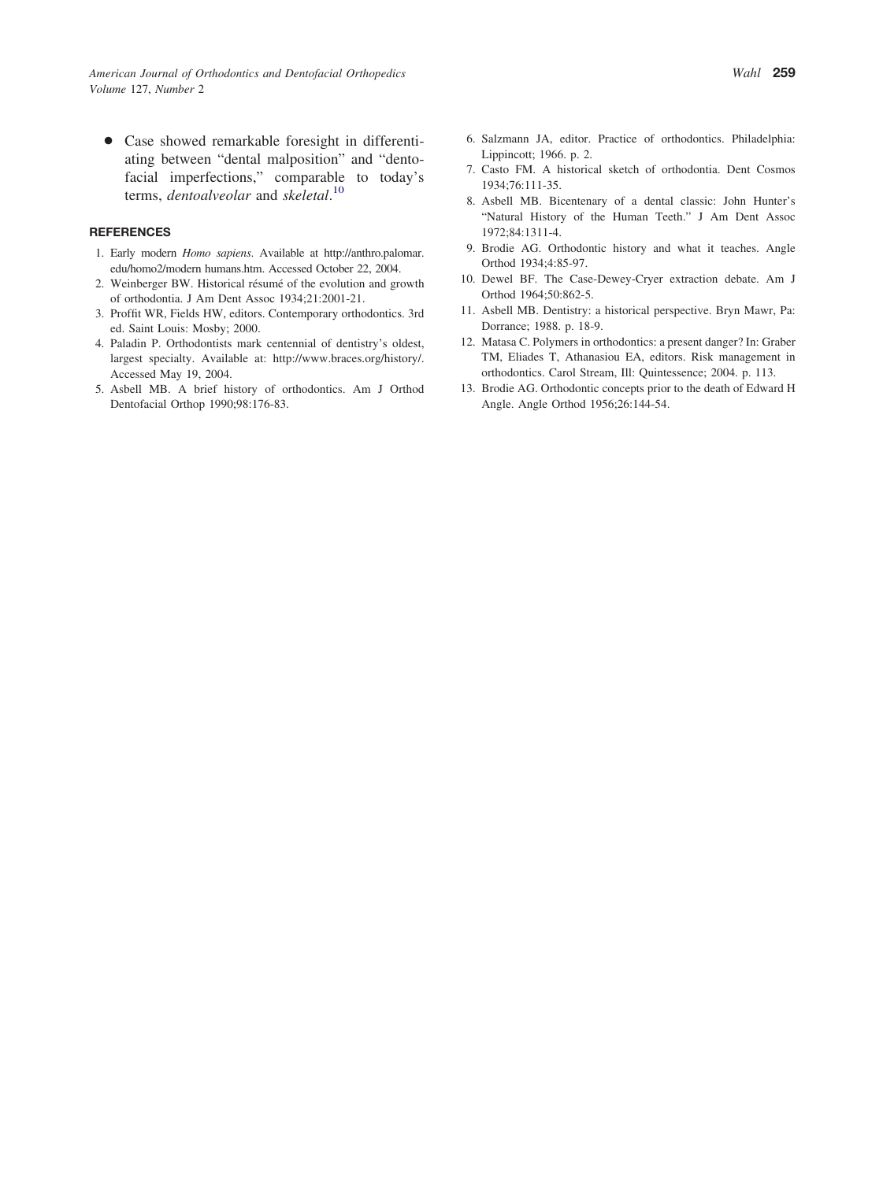- Case showed remarkable foresight in differentiating between “dental malposition” and “dentofacial imperfections,” comparable to today’s terms, *dentoalveolar* and *skeletal*.[10]

## REFERENCES

1. Early modern *Homo sapiens*. Available at http://anthro.palomar.edu/homo2/modern humans.htm. Accessed October 22, 2004.
2. Weinberger BW. Historical résumé of the evolution and growth of orthodontia. J Am Dent Assoc 1934;21:2001-21.
3. Proffit WR, Fields HW, editors. Contemporary orthodontics. 3rd ed. Saint Louis: Mosby; 2000.
4. Paladin P. Orthodontists mark centennial of dentistry’s oldest, largest specialty. Available at: http://www.braces.org/history/. Accessed May 19, 2004.
5. Asbell MB. A brief history of orthodontics. Am J Orthod Dentofacial Orthop 1990;98:176-83.
6. Salzmann JA, editor. Practice of orthodontics. Philadelphia: Lippincott; 1966. p. 2.
7. Casto FM. A historical sketch of orthodontia. Dent Cosmos 1934;76:111-35.
8. Asbell MB. Bicentenary of a dental classic: John Hunter’s “Natural History of the Human Teeth.” J Am Dent Assoc 1972;84:1311-4.
9. Brodie AG. Orthodontic history and what it teaches. Angle Orthod 1934;4:85-97.
10. Dewel BF. The Case-Dewey-Cryer extraction debate. Am J Orthod 1964;50:862-5.
11. Asbell MB. Dentistry: a historical perspective. Bryn Mawr, Pa: Dorrance; 1988. p. 18-9.
12. Matasa C. Polymers in orthodontics: a present danger? In: Graber TM, Eliades T, Athanasiou EA, editors. Risk management in orthodontics. Carol Stream, Ill: Quintessence; 2004. p. 113.
13. Brodie AG. Orthodontic concepts prior to the death of Edward H Angle. Angle Orthod 1956;26:144-54.